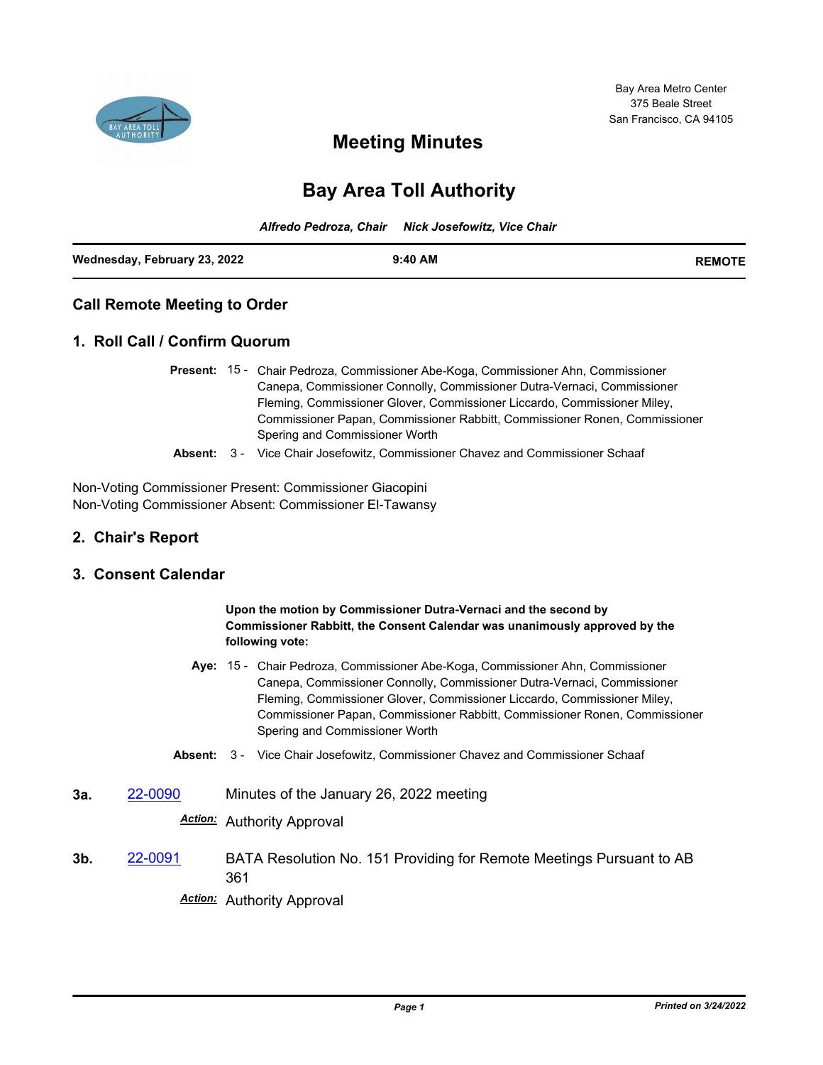Bay Area Metro Center
375 Beale Street
San Francisco, CA 94105

# Meeting Minutes

# Bay Area Toll Authority

*Alfredo Pedroza, Chair    Nick Josefowitz, Vice Chair*

| Wednesday, February 23, 2022 | 9:40 AM | REMOTE |
|---|---|---|

## Call Remote Meeting to Order

## 1. Roll Call / Confirm Quorum

**Present:** 15 - Chair Pedroza, Commissioner Abe-Koga, Commissioner Ahn, Commissioner Canepa, Commissioner Connolly, Commissioner Dutra-Vernaci, Commissioner Fleming, Commissioner Glover, Commissioner Liccardo, Commissioner Miley, Commissioner Papan, Commissioner Rabbitt, Commissioner Ronen, Commissioner Spering and Commissioner Worth

**Absent:** 3 - Vice Chair Josefowitz, Commissioner Chavez and Commissioner Schaaf

Non-Voting Commissioner Present: Commissioner Giacopini
Non-Voting Commissioner Absent: Commissioner El-Tawansy

## 2. Chair's Report

## 3. Consent Calendar

**Upon the motion by Commissioner Dutra-Vernaci and the second by Commissioner Rabbitt, the Consent Calendar was unanimously approved by the following vote:**

**Aye:** 15 - Chair Pedroza, Commissioner Abe-Koga, Commissioner Ahn, Commissioner Canepa, Commissioner Connolly, Commissioner Dutra-Vernaci, Commissioner Fleming, Commissioner Glover, Commissioner Liccardo, Commissioner Miley, Commissioner Papan, Commissioner Rabbitt, Commissioner Ronen, Commissioner Spering and Commissioner Worth

**Absent:** 3 - Vice Chair Josefowitz, Commissioner Chavez and Commissioner Schaaf

**3a.** 22-0090 Minutes of the January 26, 2022 meeting

***Action:*** Authority Approval

**3b.** 22-0091 BATA Resolution No. 151 Providing for Remote Meetings Pursuant to AB 361

***Action:*** Authority Approval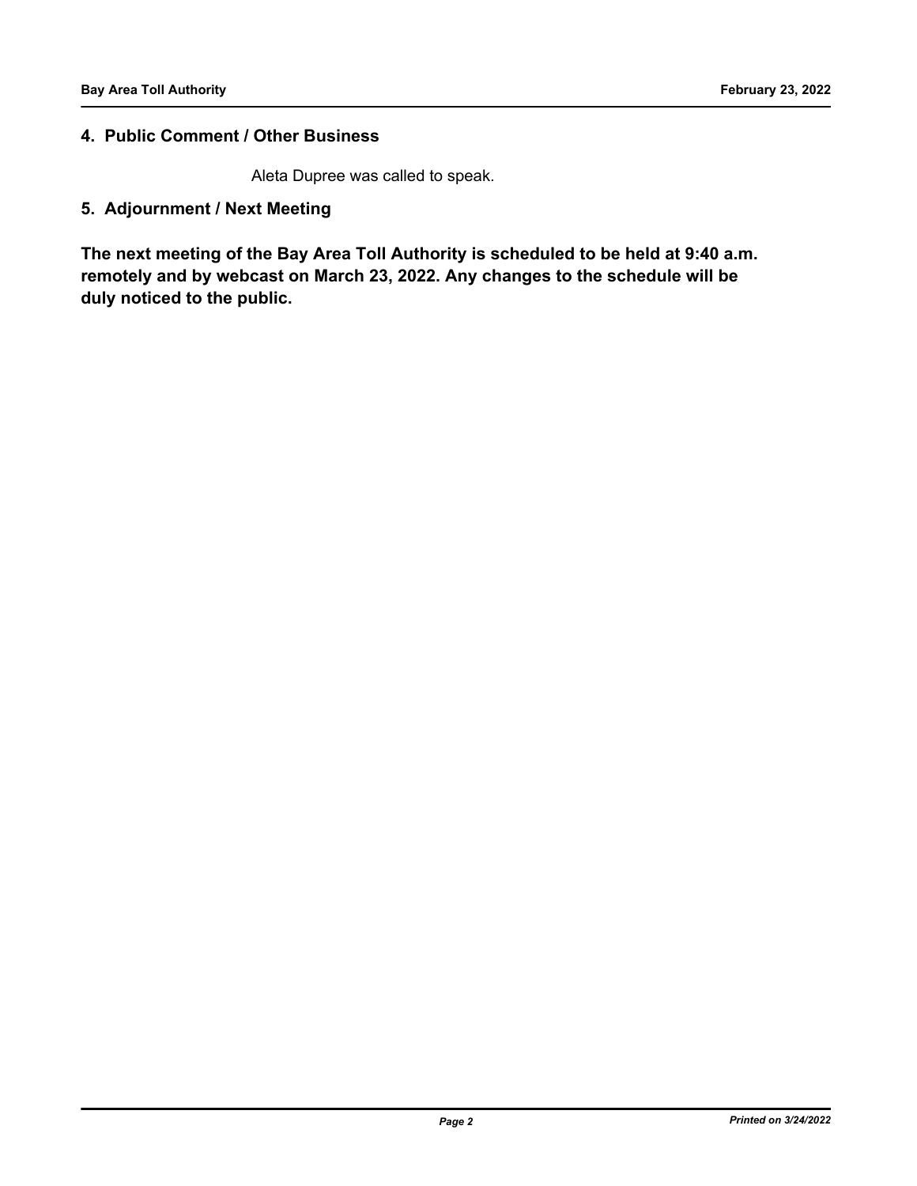## 4. Public Comment / Other Business

Aleta Dupree was called to speak.

## 5. Adjournment / Next Meeting

**The next meeting of the Bay Area Toll Authority is scheduled to be held at 9:40 a.m. remotely and by webcast on March 23, 2022. Any changes to the schedule will be duly noticed to the public.**